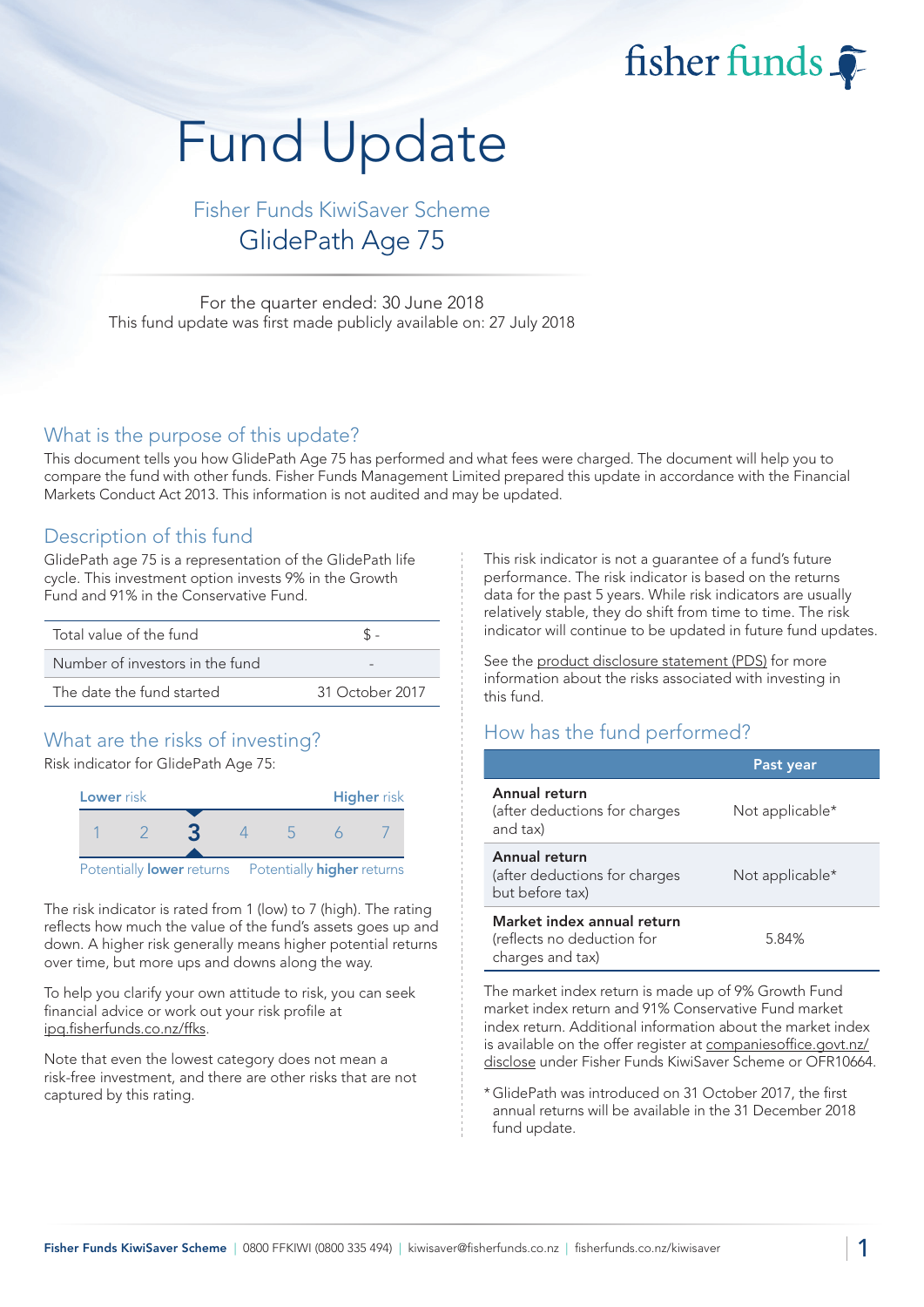# Fund Update

## Fisher Funds KiwiSaver Scheme
## GlidePath Age 75

For the quarter ended: 30 June 2018
This fund update was first made publicly available on: 27 July 2018

## What is the purpose of this update?

This document tells you how GlidePath Age 75 has performed and what fees were charged. The document will help you to compare the fund with other funds. Fisher Funds Management Limited prepared this update in accordance with the Financial Markets Conduct Act 2013. This information is not audited and may be updated.

## Description of this fund

GlidePath age 75 is a representation of the GlidePath life cycle. This investment option invests 9% in the Growth Fund and 91% in the Conservative Fund.

| | |
|---|---|
| Total value of the fund | $ - |
| Number of investors in the fund | - |
| The date the fund started | 31 October 2017 |

## What are the risks of investing?

Risk indicator for GlidePath Age 75:

Lower risk — Higher risk

1 2 **3** 4 5 6 7

Potentially lower returns — Potentially higher returns

The risk indicator is rated from 1 (low) to 7 (high). The rating reflects how much the value of the fund's assets goes up and down. A higher risk generally means higher potential returns over time, but more ups and downs along the way.

To help you clarify your own attitude to risk, you can seek financial advice or work out your risk profile at ipq.fisherfunds.co.nz/ffks.

Note that even the lowest category does not mean a risk-free investment, and there are other risks that are not captured by this rating.

This risk indicator is not a guarantee of a fund's future performance. The risk indicator is based on the returns data for the past 5 years. While risk indicators are usually relatively stable, they do shift from time to time. The risk indicator will continue to be updated in future fund updates.

See the product disclosure statement (PDS) for more information about the risks associated with investing in this fund.

## How has the fund performed?

| | Past year |
|---|---|
| **Annual return** (after deductions for charges and tax) | Not applicable* |
| **Annual return** (after deductions for charges but before tax) | Not applicable* |
| **Market index annual return** (reflects no deduction for charges and tax) | 5.84% |

The market index return is made up of 9% Growth Fund market index return and 91% Conservative Fund market index return. Additional information about the market index is available on the offer register at companiesoffice.govt.nz/disclose under Fisher Funds KiwiSaver Scheme or OFR10664.

\* GlidePath was introduced on 31 October 2017, the first annual returns will be available in the 31 December 2018 fund update.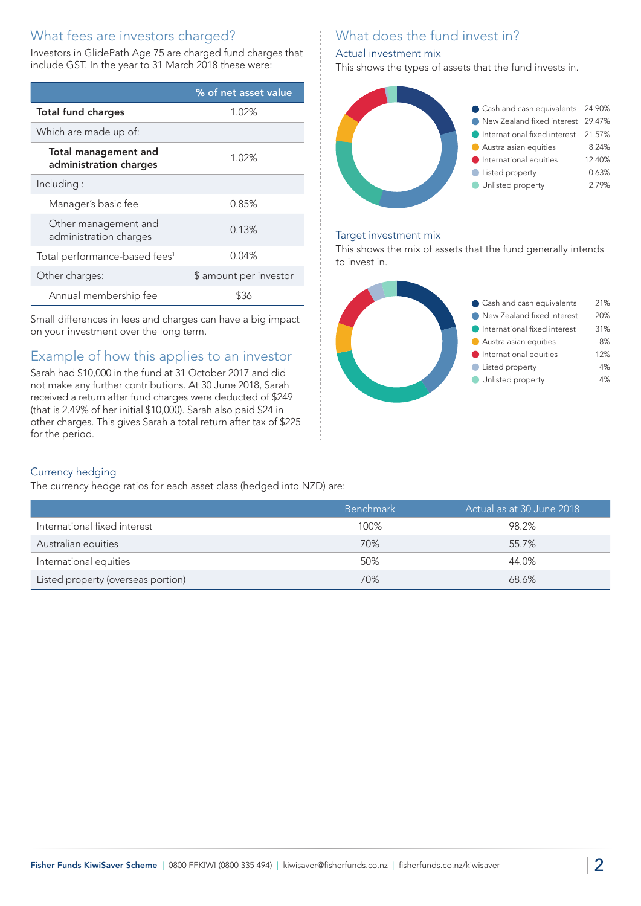## What fees are investors charged?

Investors in GlidePath Age 75 are charged fund charges that include GST. In the year to 31 March 2018 these were:

| | % of net asset value |
|---|---|
| **Total fund charges** | 1.02% |
| Which are made up of: | |
| **Total management and administration charges** | 1.02% |
| Including : | |
| Manager's basic fee | 0.85% |
| Other management and administration charges | 0.13% |
| Total performance-based fees[1] | 0.04% |
| Other charges: | $ amount per investor |
| Annual membership fee | $36 |

Small differences in fees and charges can have a big impact on your investment over the long term.

## Example of how this applies to an investor

Sarah had $10,000 in the fund at 31 October 2017 and did not make any further contributions. At 30 June 2018, Sarah received a return after fund charges were deducted of $249 (that is 2.49% of her initial $10,000). Sarah also paid $24 in other charges. This gives Sarah a total return after tax of $225 for the period.

## What does the fund invest in?

### Actual investment mix

This shows the types of assets that the fund invests in.

| Asset | % |
|---|---|
| Cash and cash equivalents | 24.90% |
| New Zealand fixed interest | 29.47% |
| International fixed interest | 21.57% |
| Australasian equities | 8.24% |
| International equities | 12.40% |
| Listed property | 0.63% |
| Unlisted property | 2.79% |

### Target investment mix

This shows the mix of assets that the fund generally intends to invest in.

| Asset | % |
|---|---|
| Cash and cash equivalents | 21% |
| New Zealand fixed interest | 20% |
| International fixed interest | 31% |
| Australasian equities | 8% |
| International equities | 12% |
| Listed property | 4% |
| Unlisted property | 4% |

### Currency hedging

The currency hedge ratios for each asset class (hedged into NZD) are:

| | Benchmark | Actual as at 30 June 2018 |
|---|---|---|
| International fixed interest | 100% | 98.2% |
| Australian equities | 70% | 55.7% |
| International equities | 50% | 44.0% |
| Listed property (overseas portion) | 70% | 68.6% |

**Fisher Funds KiwiSaver Scheme** | 0800 FFKIWI (0800 335 494) | kiwisaver@fisherfunds.co.nz | fisherfunds.co.nz/kiwisaver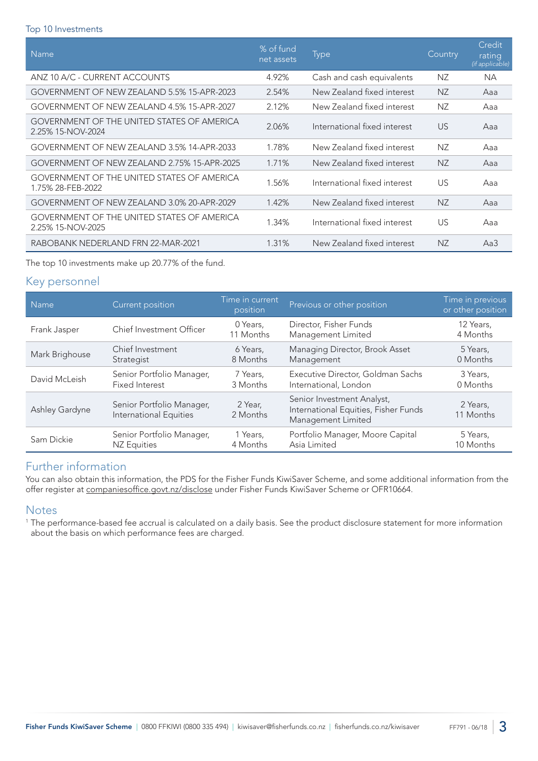Top 10 Investments

| Name | % of fund net assets | Type | Country | Credit rating *(if applicable)* |
|---|---|---|---|---|
| ANZ 10 A/C - CURRENT ACCOUNTS | 4.92% | Cash and cash equivalents | NZ | NA |
| GOVERNMENT OF NEW ZEALAND 5.5% 15-APR-2023 | 2.54% | New Zealand fixed interest | NZ | Aaa |
| GOVERNMENT OF NEW ZEALAND 4.5% 15-APR-2027 | 2.12% | New Zealand fixed interest | NZ | Aaa |
| GOVERNMENT OF THE UNITED STATES OF AMERICA 2.25% 15-NOV-2024 | 2.06% | International fixed interest | US | Aaa |
| GOVERNMENT OF NEW ZEALAND 3.5% 14-APR-2033 | 1.78% | New Zealand fixed interest | NZ | Aaa |
| GOVERNMENT OF NEW ZEALAND 2.75% 15-APR-2025 | 1.71% | New Zealand fixed interest | NZ | Aaa |
| GOVERNMENT OF THE UNITED STATES OF AMERICA 1.75% 28-FEB-2022 | 1.56% | International fixed interest | US | Aaa |
| GOVERNMENT OF NEW ZEALAND 3.0% 20-APR-2029 | 1.42% | New Zealand fixed interest | NZ | Aaa |
| GOVERNMENT OF THE UNITED STATES OF AMERICA 2.25% 15-NOV-2025 | 1.34% | International fixed interest | US | Aaa |
| RABOBANK NEDERLAND FRN 22-MAR-2021 | 1.31% | New Zealand fixed interest | NZ | Aa3 |

The top 10 investments make up 20.77% of the fund.

## Key personnel

| Name | Current position | Time in current position | Previous or other position | Time in previous or other position |
|---|---|---|---|---|
| Frank Jasper | Chief Investment Officer | 0 Years, 11 Months | Director, Fisher Funds Management Limited | 12 Years, 4 Months |
| Mark Brighouse | Chief Investment Strategist | 6 Years, 8 Months | Managing Director, Brook Asset Management | 5 Years, 0 Months |
| David McLeish | Senior Portfolio Manager, Fixed Interest | 7 Years, 3 Months | Executive Director, Goldman Sachs International, London | 3 Years, 0 Months |
| Ashley Gardyne | Senior Portfolio Manager, International Equities | 2 Year, 2 Months | Senior Investment Analyst, International Equities, Fisher Funds Management Limited | 2 Years, 11 Months |
| Sam Dickie | Senior Portfolio Manager, NZ Equities | 1 Years, 4 Months | Portfolio Manager, Moore Capital Asia Limited | 5 Years, 10 Months |

## Further information

You can also obtain this information, the PDS for the Fisher Funds KiwiSaver Scheme, and some additional information from the offer register at companiesoffice.govt.nz/disclose under Fisher Funds KiwiSaver Scheme or OFR10664.

## Notes

[1] The performance-based fee accrual is calculated on a daily basis. See the product disclosure statement for more information about the basis on which performance fees are charged.